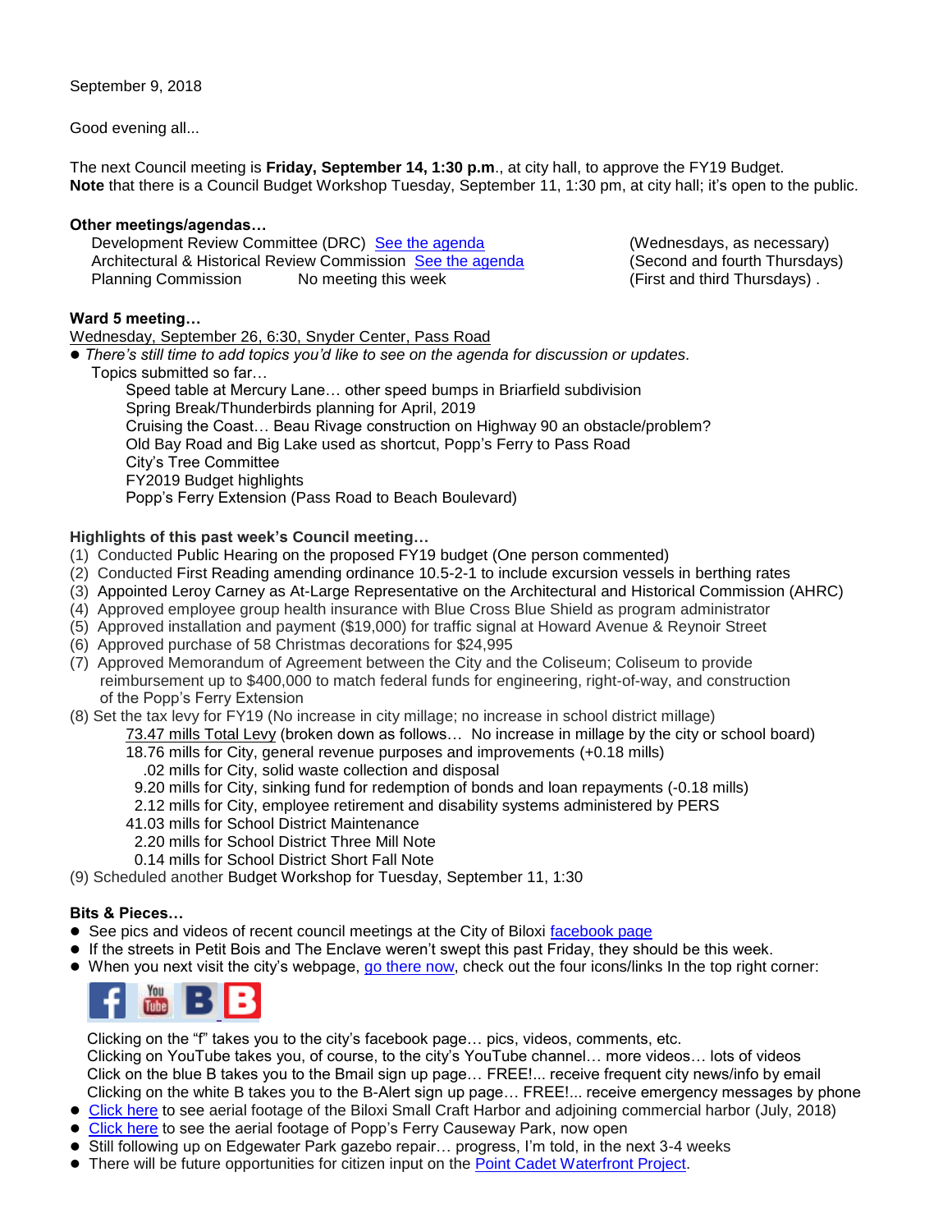September 9, 2018

Good evening all...

The next Council meeting is **Friday, September 14, 1:30 p.m**., at city hall, to approve the FY19 Budget.
**Note** that there is a Council Budget Workshop Tuesday, September 11, 1:30 pm, at city hall; it's open to the public.

**Other meetings/agendas…**

| | | |
|---|---|---|
| Development Review Committee (DRC) | See the agenda | (Wednesdays, as necessary) |
| Architectural & Historical Review Commission | See the agenda | (Second and fourth Thursdays) |
| Planning Commission | No meeting this week | (First and third Thursdays) . |

**Ward 5 meeting…**

Wednesday, September 26, 6:30, Snyder Center, Pass Road

- *There's still time to add topics you'd like to see on the agenda for discussion or updates.*

  Topics submitted so far…
  - Speed table at Mercury Lane… other speed bumps in Briarfield subdivision
  - Spring Break/Thunderbirds planning for April, 2019
  - Cruising the Coast… Beau Rivage construction on Highway 90 an obstacle/problem?
  - Old Bay Road and Big Lake used as shortcut, Popp's Ferry to Pass Road
  - City's Tree Committee
  - FY2019 Budget highlights
  - Popp's Ferry Extension (Pass Road to Beach Boulevard)

**Highlights of this past week's Council meeting…**

(1) Conducted Public Hearing on the proposed FY19 budget (One person commented)
(2) Conducted First Reading amending ordinance 10.5-2-1 to include excursion vessels in berthing rates
(3) Appointed Leroy Carney as At-Large Representative on the Architectural and Historical Commission (AHRC)
(4) Approved employee group health insurance with Blue Cross Blue Shield as program administrator
(5) Approved installation and payment ($19,000) for traffic signal at Howard Avenue & Reynoir Street
(6) Approved purchase of 58 Christmas decorations for $24,995
(7) Approved Memorandum of Agreement between the City and the Coliseum; Coliseum to provide reimbursement up to $400,000 to match federal funds for engineering, right-of-way, and construction of the Popp's Ferry Extension
(8) Set the tax levy for FY19 (No increase in city millage; no increase in school district millage)

  73.47 mills Total Levy (broken down as follows… No increase in millage by the city or school board)
  - 18.76 mills for City, general revenue purposes and improvements (+0.18 mills)
  - .02 mills for City, solid waste collection and disposal
  - 9.20 mills for City, sinking fund for redemption of bonds and loan repayments (-0.18 mills)
  - 2.12 mills for City, employee retirement and disability systems administered by PERS
  - 41.03 mills for School District Maintenance
  - 2.20 mills for School District Three Mill Note
  - 0.14 mills for School District Short Fall Note

(9) Scheduled another Budget Workshop for Tuesday, September 11, 1:30

**Bits & Pieces…**

- See pics and videos of recent council meetings at the City of Biloxi facebook page
- If the streets in Petit Bois and The Enclave weren't swept this past Friday, they should be this week.
- When you next visit the city's webpage, go there now, check out the four icons/links In the top right corner:

  Clicking on the "f" takes you to the city's facebook page… pics, videos, comments, etc.
  Clicking on YouTube takes you, of course, to the city's YouTube channel… more videos… lots of videos
  Click on the blue B takes you to the Bmail sign up page… FREE!... receive frequent city news/info by email
  Clicking on the white B takes you to the B-Alert sign up page… FREE!... receive emergency messages by phone
- Click here to see aerial footage of the Biloxi Small Craft Harbor and adjoining commercial harbor (July, 2018)
- Click here to see the aerial footage of Popp's Ferry Causeway Park, now open
- Still following up on Edgewater Park gazebo repair… progress, I'm told, in the next 3-4 weeks
- There will be future opportunities for citizen input on the Point Cadet Waterfront Project.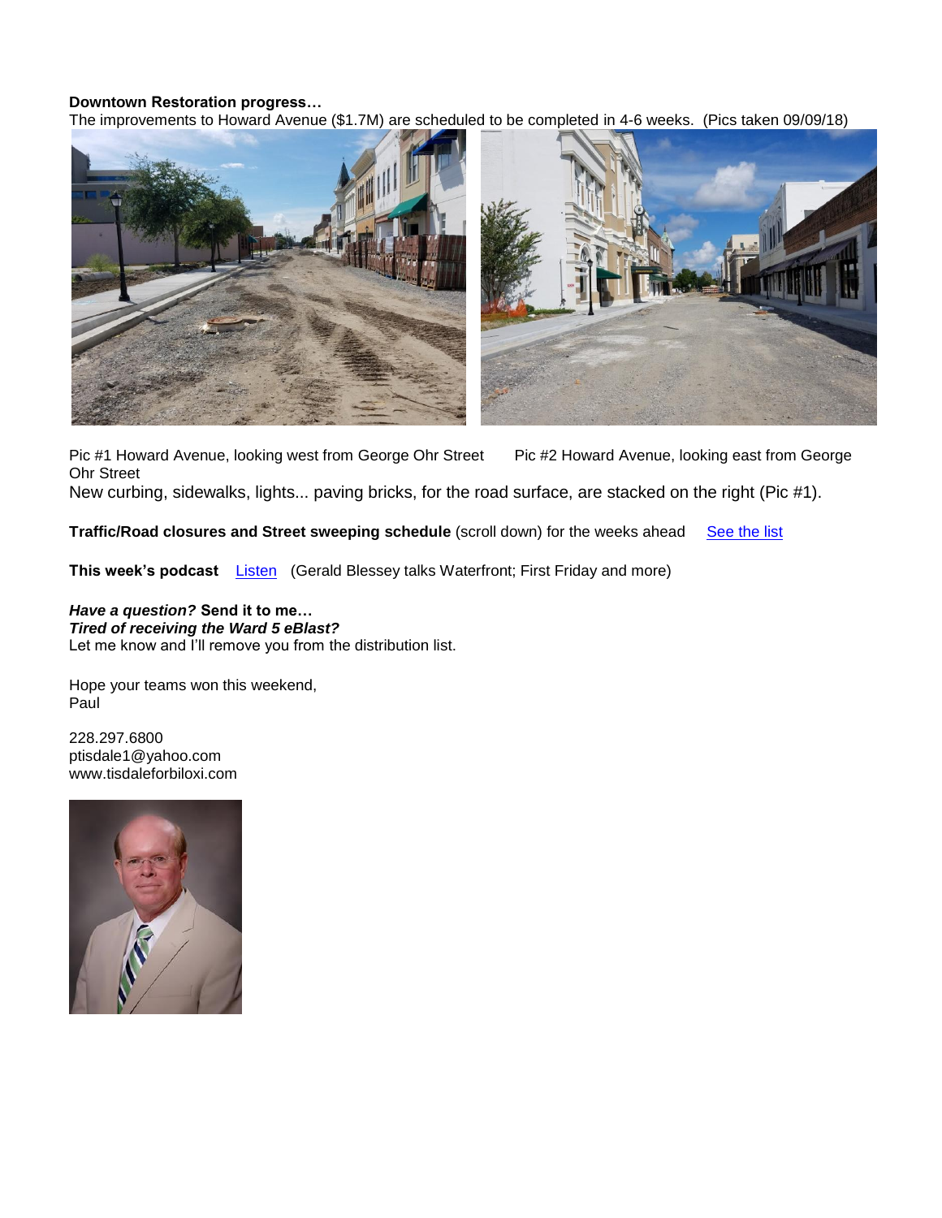**Downtown Restoration progress…**

The improvements to Howard Avenue ($1.7M) are scheduled to be completed in 4-6 weeks. (Pics taken 09/09/18)

Pic #1 Howard Avenue, looking west from George Ohr Street Pic #2 Howard Avenue, looking east from George Ohr Street

New curbing, sidewalks, lights... paving bricks, for the road surface, are stacked on the right (Pic #1).

**Traffic/Road closures and Street sweeping schedule** (scroll down) for the weeks ahead [See the list]

**This week's podcast** [Listen] (Gerald Blessey talks Waterfront; First Friday and more)

***Have a question?* Send it to me…**

***Tired of receiving the Ward 5 eBlast?***

Let me know and I'll remove you from the distribution list.

Hope your teams won this weekend,
Paul

228.297.6800
ptisdale1@yahoo.com
www.tisdaleforbiloxi.com